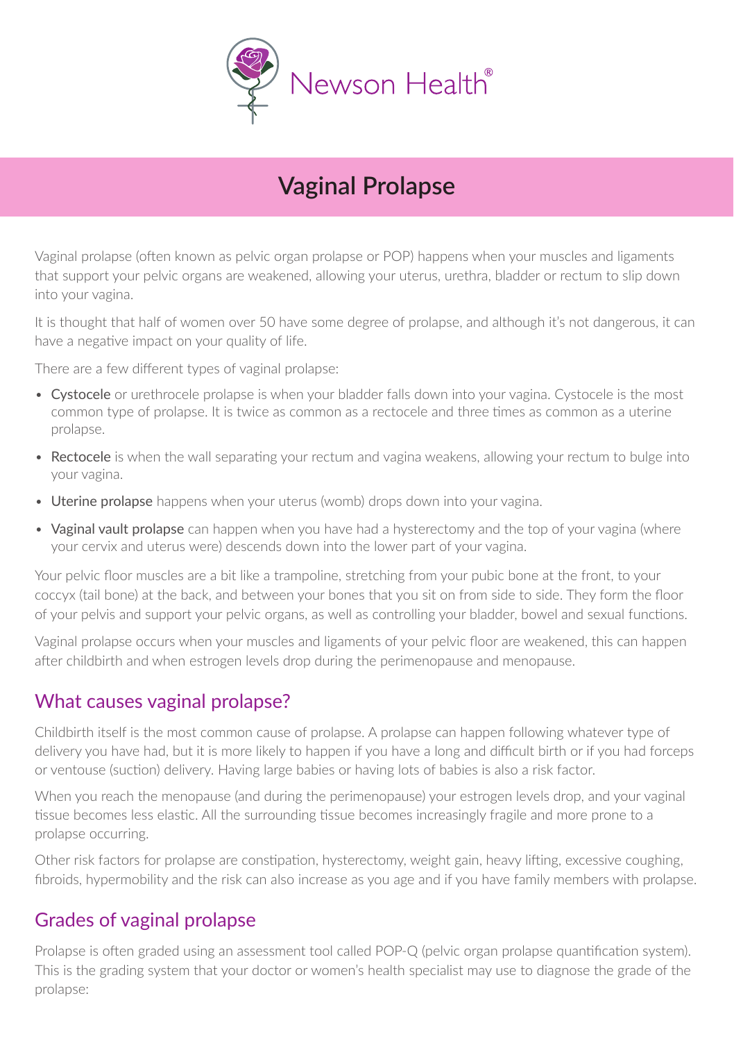Newson Health®

# Vaginal Prolapse

Vaginal prolapse (often known as pelvic organ prolapse or POP) happens when your muscles and ligaments that support your pelvic organs are weakened, allowing your uterus, urethra, bladder or rectum to slip down into your vagina.

It is thought that half of women over 50 have some degree of prolapse, and although it's not dangerous, it can have a negative impact on your quality of life.

There are a few different types of vaginal prolapse:

- Cystocele or urethrocele prolapse is when your bladder falls down into your vagina. Cystocele is the most common type of prolapse. It is twice as common as a rectocele and three times as common as a uterine prolapse.
- Rectocele is when the wall separating your rectum and vagina weakens, allowing your rectum to bulge into your vagina.
- Uterine prolapse happens when your uterus (womb) drops down into your vagina.
- Vaginal vault prolapse can happen when you have had a hysterectomy and the top of your vagina (where your cervix and uterus were) descends down into the lower part of your vagina.

Your pelvic floor muscles are a bit like a trampoline, stretching from your pubic bone at the front, to your coccyx (tail bone) at the back, and between your bones that you sit on from side to side. They form the floor of your pelvis and support your pelvic organs, as well as controlling your bladder, bowel and sexual functions.

Vaginal prolapse occurs when your muscles and ligaments of your pelvic floor are weakened, this can happen after childbirth and when estrogen levels drop during the perimenopause and menopause.

## What causes vaginal prolapse?

Childbirth itself is the most common cause of prolapse. A prolapse can happen following whatever type of delivery you have had, but it is more likely to happen if you have a long and difficult birth or if you had forceps or ventouse (suction) delivery. Having large babies or having lots of babies is also a risk factor.

When you reach the menopause (and during the perimenopause) your estrogen levels drop, and your vaginal tissue becomes less elastic. All the surrounding tissue becomes increasingly fragile and more prone to a prolapse occurring.

Other risk factors for prolapse are constipation, hysterectomy, weight gain, heavy lifting, excessive coughing, fibroids, hypermobility and the risk can also increase as you age and if you have family members with prolapse.

## Grades of vaginal prolapse

Prolapse is often graded using an assessment tool called POP-Q (pelvic organ prolapse quantification system). This is the grading system that your doctor or women's health specialist may use to diagnose the grade of the prolapse: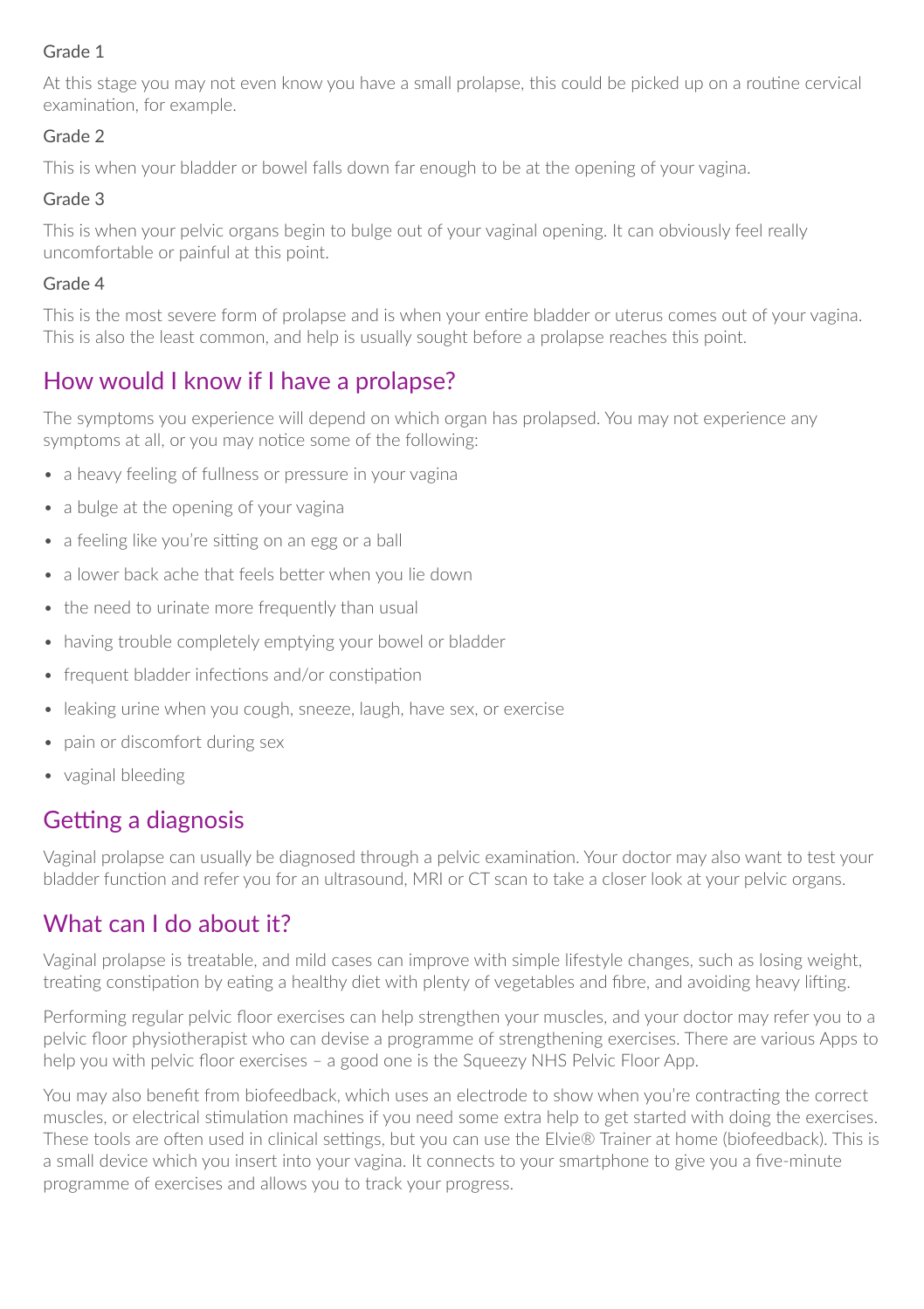### Grade 1

At this stage you may not even know you have a small prolapse, this could be picked up on a routine cervical examination, for example.

### Grade 2

This is when your bladder or bowel falls down far enough to be at the opening of your vagina.

### Grade 3

This is when your pelvic organs begin to bulge out of your vaginal opening. It can obviously feel really uncomfortable or painful at this point.

### Grade 4

This is the most severe form of prolapse and is when your entire bladder or uterus comes out of your vagina. This is also the least common, and help is usually sought before a prolapse reaches this point.

## How would I know if I have a prolapse?

The symptoms you experience will depend on which organ has prolapsed. You may not experience any symptoms at all, or you may notice some of the following:

- a heavy feeling of fullness or pressure in your vagina
- a bulge at the opening of your vagina
- a feeling like you're sitting on an egg or a ball
- a lower back ache that feels better when you lie down
- the need to urinate more frequently than usual
- having trouble completely emptying your bowel or bladder
- frequent bladder infections and/or constipation
- leaking urine when you cough, sneeze, laugh, have sex, or exercise
- pain or discomfort during sex
- vaginal bleeding

## Getting a diagnosis

Vaginal prolapse can usually be diagnosed through a pelvic examination. Your doctor may also want to test your bladder function and refer you for an ultrasound, MRI or CT scan to take a closer look at your pelvic organs.

## What can I do about it?

Vaginal prolapse is treatable, and mild cases can improve with simple lifestyle changes, such as losing weight, treating constipation by eating a healthy diet with plenty of vegetables and fibre, and avoiding heavy lifting.

Performing regular pelvic floor exercises can help strengthen your muscles, and your doctor may refer you to a pelvic floor physiotherapist who can devise a programme of strengthening exercises. There are various Apps to help you with pelvic floor exercises – a good one is the Squeezy NHS Pelvic Floor App.

You may also benefit from biofeedback, which uses an electrode to show when you're contracting the correct muscles, or electrical stimulation machines if you need some extra help to get started with doing the exercises. These tools are often used in clinical settings, but you can use the Elvie® Trainer at home (biofeedback). This is a small device which you insert into your vagina. It connects to your smartphone to give you a five-minute programme of exercises and allows you to track your progress.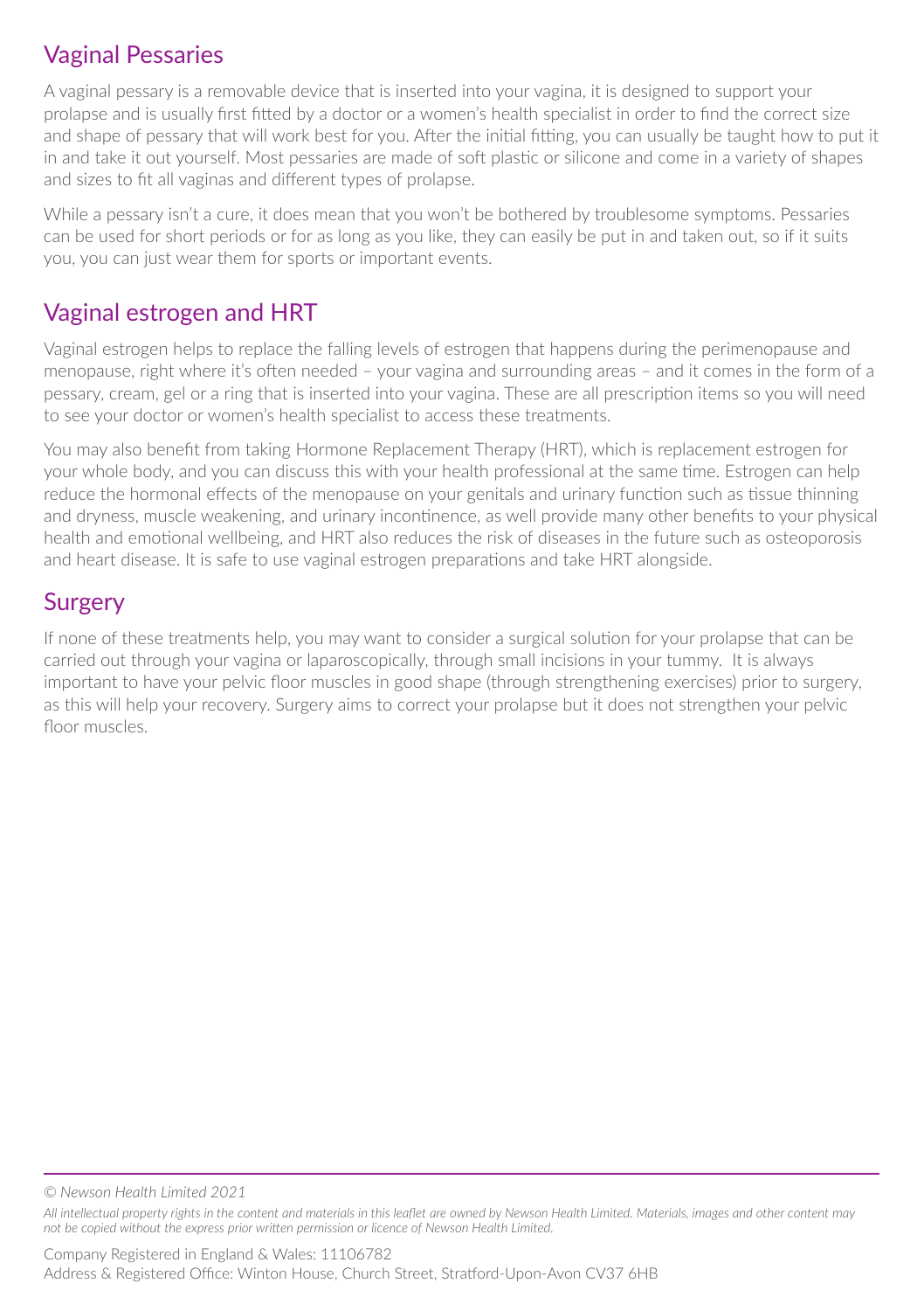## Vaginal Pessaries

A vaginal pessary is a removable device that is inserted into your vagina, it is designed to support your prolapse and is usually first fitted by a doctor or a women's health specialist in order to find the correct size and shape of pessary that will work best for you. After the initial fitting, you can usually be taught how to put it in and take it out yourself. Most pessaries are made of soft plastic or silicone and come in a variety of shapes and sizes to fit all vaginas and different types of prolapse.

While a pessary isn't a cure, it does mean that you won't be bothered by troublesome symptoms. Pessaries can be used for short periods or for as long as you like, they can easily be put in and taken out, so if it suits you, you can just wear them for sports or important events.

## Vaginal estrogen and HRT

Vaginal estrogen helps to replace the falling levels of estrogen that happens during the perimenopause and menopause, right where it's often needed – your vagina and surrounding areas – and it comes in the form of a pessary, cream, gel or a ring that is inserted into your vagina. These are all prescription items so you will need to see your doctor or women's health specialist to access these treatments.

You may also benefit from taking Hormone Replacement Therapy (HRT), which is replacement estrogen for your whole body, and you can discuss this with your health professional at the same time. Estrogen can help reduce the hormonal effects of the menopause on your genitals and urinary function such as tissue thinning and dryness, muscle weakening, and urinary incontinence, as well provide many other benefits to your physical health and emotional wellbeing, and HRT also reduces the risk of diseases in the future such as osteoporosis and heart disease. It is safe to use vaginal estrogen preparations and take HRT alongside.

## Surgery

If none of these treatments help, you may want to consider a surgical solution for your prolapse that can be carried out through your vagina or laparoscopically, through small incisions in your tummy. It is always important to have your pelvic floor muscles in good shape (through strengthening exercises) prior to surgery, as this will help your recovery. Surgery aims to correct your prolapse but it does not strengthen your pelvic floor muscles.

*© Newson Health Limited 2021*

*All intellectual property rights in the content and materials in this leaflet are owned by Newson Health Limited. Materials, images and other content may not be copied without the express prior written permission or licence of Newson Health Limited.*

Company Registered in England & Wales: 11106782
Address & Registered Office: Winton House, Church Street, Stratford-Upon-Avon CV37 6HB